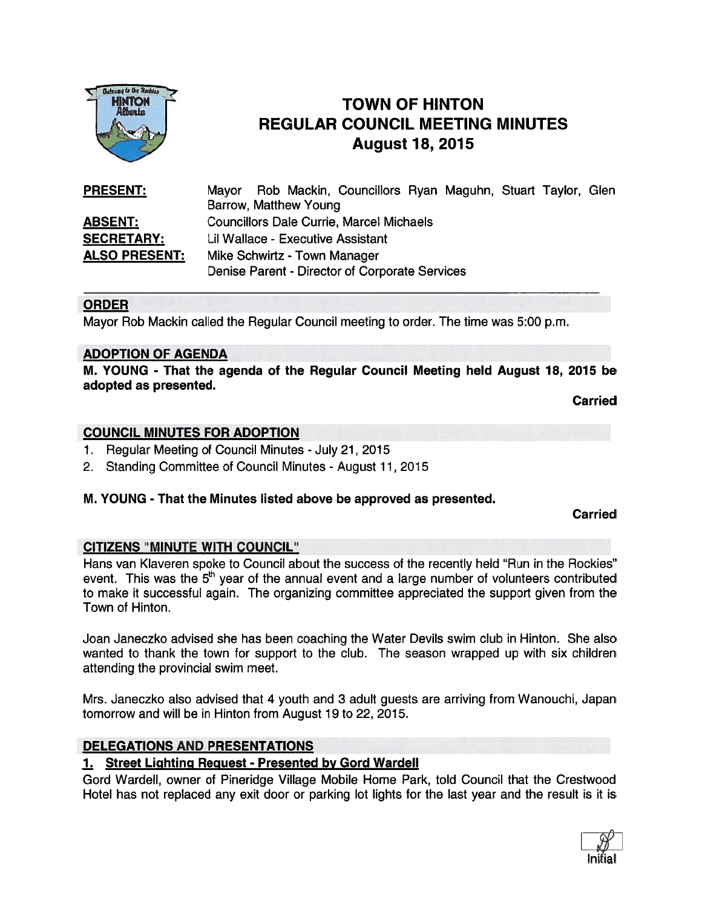# TOWN OF HINTON
## REGULAR COUNCIL MEETING MINUTES
## August 18, 2015

**PRESENT:** Mayor Rob Mackin, Councillors Ryan Maguhn, Stuart Taylor, Glen Barrow, Matthew Young

**ABSENT:** Councillors Dale Currie, Marcel Michaels

**SECRETARY:** Lil Wallace - Executive Assistant

**ALSO PRESENT:** Mike Schwirtz - Town Manager
Denise Parent - Director of Corporate Services

---

### ORDER

Mayor Rob Mackin called the Regular Council meeting to order. The time was 5:00 p.m.

### ADOPTION OF AGENDA

**M. YOUNG - That the agenda of the Regular Council Meeting held August 18, 2015 be adopted as presented.**

**Carried**

### COUNCIL MINUTES FOR ADOPTION

1. Regular Meeting of Council Minutes - July 21, 2015
2. Standing Committee of Council Minutes - August 11, 2015

**M. YOUNG - That the Minutes listed above be approved as presented.**

**Carried**

### CITIZENS "MINUTE WITH COUNCIL"

Hans van Klaveren spoke to Council about the success of the recently held "Run in the Rockies" event. This was the 5th year of the annual event and a large number of volunteers contributed to make it successful again. The organizing committee appreciated the support given from the Town of Hinton.

Joan Janeczko advised she has been coaching the Water Devils swim club in Hinton. She also wanted to thank the town for support to the club. The season wrapped up with six children attending the provincial swim meet.

Mrs. Janeczko also advised that 4 youth and 3 adult guests are arriving from Wanouchi, Japan tomorrow and will be in Hinton from August 19 to 22, 2015.

### DELEGATIONS AND PRESENTATIONS

**1. Street Lighting Request - Presented by Gord Wardell**

Gord Wardell, owner of Pineridge Village Mobile Home Park, told Council that the Crestwood Hotel has not replaced any exit door or parking lot lights for the last year and the result is it is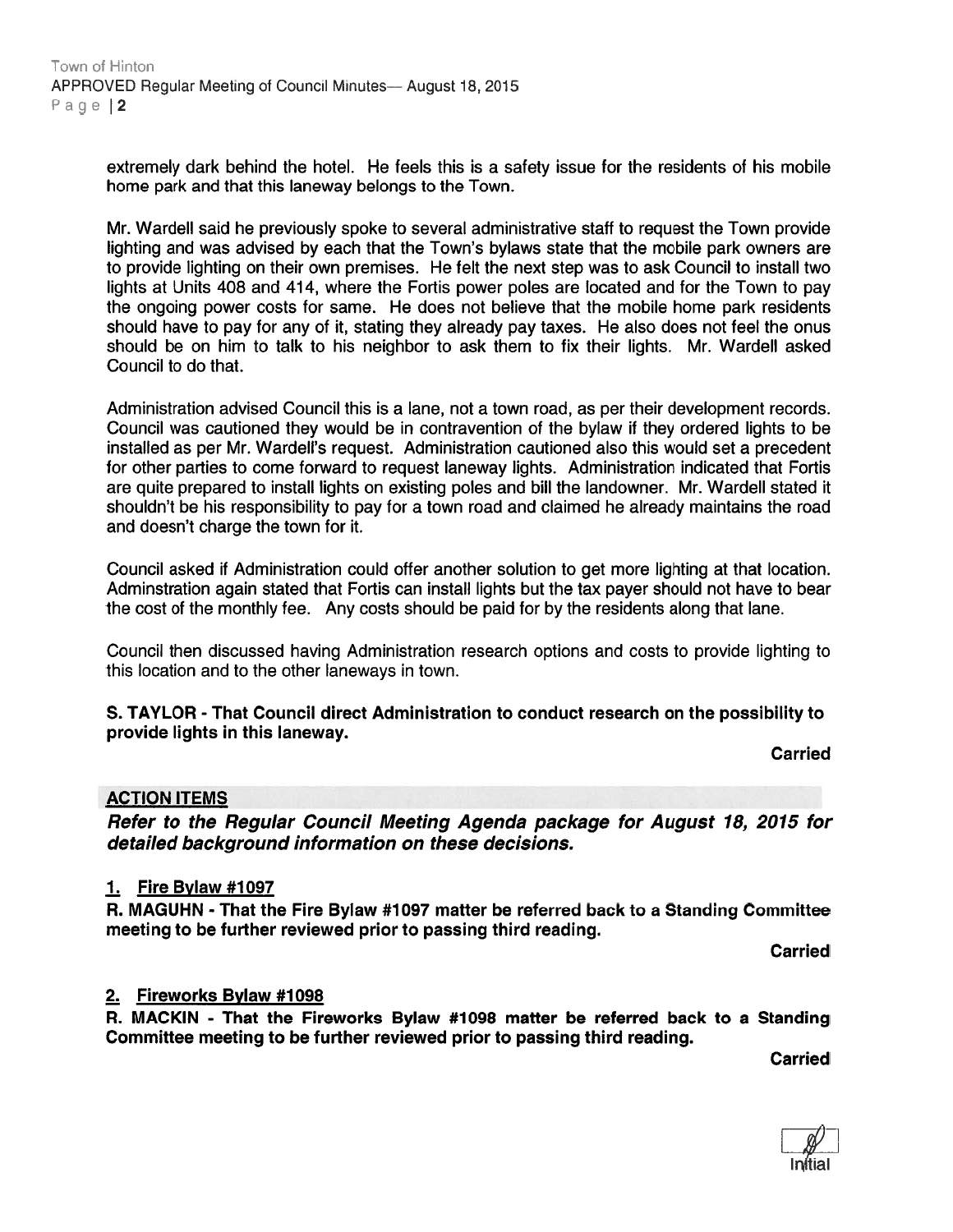extremely dark behind the hotel. He feels this is a safety issue for the residents of his mobile home park and that this laneway belongs to the Town.

Mr. Wardell said he previously spoke to several administrative staff to request the Town provide lighting and was advised by each that the Town's bylaws state that the mobile park owners are to provide lighting on their own premises. He felt the next step was to ask Council to install two lights at Units 408 and 414, where the Fortis power poles are located and for the Town to pay the ongoing power costs for same. He does not believe that the mobile home park residents should have to pay for any of it, stating they already pay taxes. He also does not feel the onus should be on him to talk to his neighbor to ask them to fix their lights. Mr. Wardell asked Council to do that.

Administration advised Council this is a lane, not a town road, as per their development records. Council was cautioned they would be in contravention of the bylaw if they ordered lights to be installed as per Mr. Wardell's request. Administration cautioned also this would set a precedent for other parties to come forward to request laneway lights. Administration indicated that Fortis are quite prepared to install lights on existing poles and bill the landowner. Mr. Wardell stated it shouldn't be his responsibility to pay for a town road and claimed he already maintains the road and doesn't charge the town for it.

Council asked if Administration could offer another solution to get more lighting at that location. Adminstration again stated that Fortis can install lights but the tax payer should not have to bear the cost of the monthly fee. Any costs should be paid for by the residents along that lane.

Council then discussed having Administration research options and costs to provide lighting to this location and to the other laneways in town.

**S. TAYLOR - That Council direct Administration to conduct research on the possibility to provide lights in this laneway.**

**Carried**

## ACTION ITEMS

***Refer to the Regular Council Meeting Agenda package for August 18, 2015 for detailed background information on these decisions.***

### 1. Fire Bylaw #1097

**R. MAGUHN - That the Fire Bylaw #1097 matter be referred back to a Standing Committee meeting to be further reviewed prior to passing third reading.**

**Carried**

### 2. Fireworks Bylaw #1098

**R. MACKIN - That the Fireworks Bylaw #1098 matter be referred back to a Standing Committee meeting to be further reviewed prior to passing third reading.**

**Carried**

Initial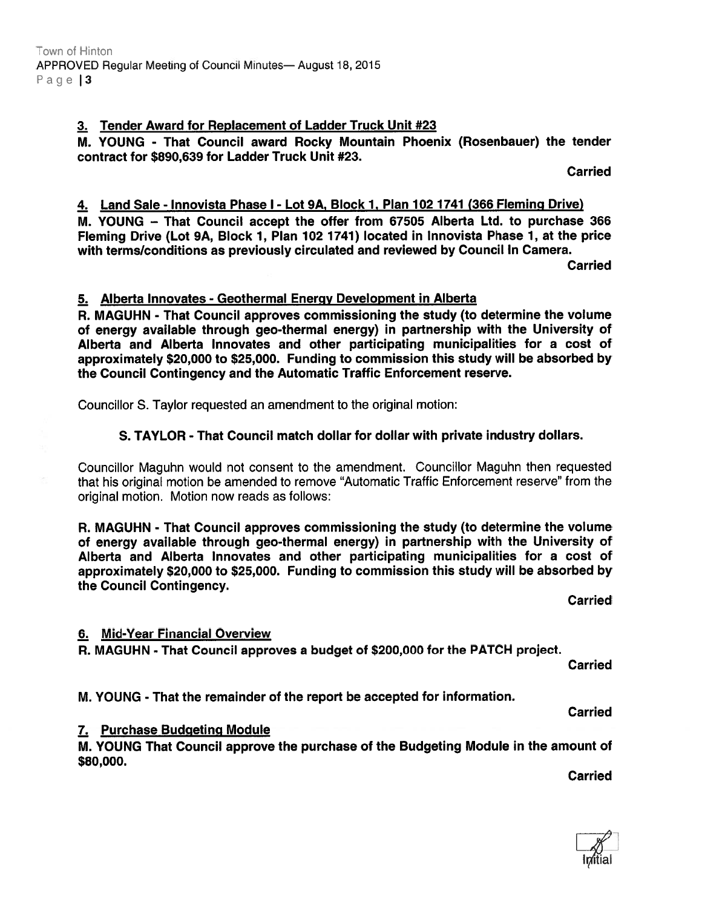### 3. Tender Award for Replacement of Ladder Truck Unit #23

**M. YOUNG - That Council award Rocky Mountain Phoenix (Rosenbauer) the tender contract for $890,639 for Ladder Truck Unit #23.**

**Carried**

### 4. Land Sale - Innovista Phase I - Lot 9A, Block 1, Plan 102 1741 (366 Fleming Drive)

**M. YOUNG – That Council accept the offer from 67505 Alberta Ltd. to purchase 366 Fleming Drive (Lot 9A, Block 1, Plan 102 1741) located in Innovista Phase 1, at the price with terms/conditions as previously circulated and reviewed by Council In Camera.**

**Carried**

### 5. Alberta Innovates - Geothermal Energy Development in Alberta

**R. MAGUHN - That Council approves commissioning the study (to determine the volume of energy available through geo-thermal energy) in partnership with the University of Alberta and Alberta Innovates and other participating municipalities for a cost of approximately $20,000 to $25,000. Funding to commission this study will be absorbed by the Council Contingency and the Automatic Traffic Enforcement reserve.**

Councillor S. Taylor requested an amendment to the original motion:

**S. TAYLOR - That Council match dollar for dollar with private industry dollars.**

Councillor Maguhn would not consent to the amendment. Councillor Maguhn then requested that his original motion be amended to remove "Automatic Traffic Enforcement reserve" from the original motion. Motion now reads as follows:

**R. MAGUHN - That Council approves commissioning the study (to determine the volume of energy available through geo-thermal energy) in partnership with the University of Alberta and Alberta Innovates and other participating municipalities for a cost of approximately $20,000 to $25,000. Funding to commission this study will be absorbed by the Council Contingency.**

**Carried**

### 6. Mid-Year Financial Overview

**R. MAGUHN - That Council approves a budget of $200,000 for the PATCH project.**

**Carried**

**M. YOUNG - That the remainder of the report be accepted for information.**

**Carried**

### 7. Purchase Budgeting Module

**M. YOUNG That Council approve the purchase of the Budgeting Module in the amount of $80,000.**

**Carried**

Initial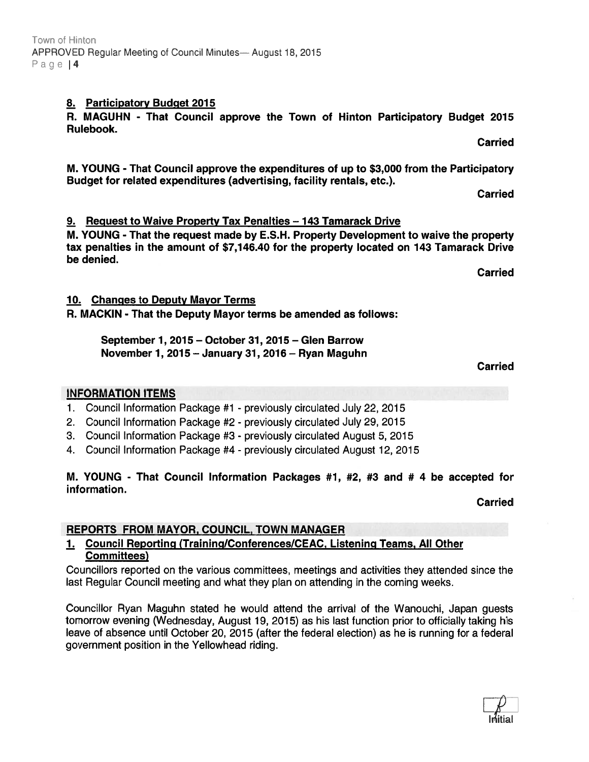**8. Participatory Budget 2015**

**R. MAGUHN - That Council approve the Town of Hinton Participatory Budget 2015 Rulebook.**

**Carried**

**M. YOUNG - That Council approve the expenditures of up to $3,000 from the Participatory Budget for related expenditures (advertising, facility rentals, etc.).**

**Carried**

**9. Request to Waive Property Tax Penalties – 143 Tamarack Drive**

**M. YOUNG - That the request made by E.S.H. Property Development to waive the property tax penalties in the amount of $7,146.40 for the property located on 143 Tamarack Drive be denied.**

**Carried**

**10. Changes to Deputy Mayor Terms**

**R. MACKIN - That the Deputy Mayor terms be amended as follows:**

> **September 1, 2015 – October 31, 2015 – Glen Barrow**
> **November 1, 2015 – January 31, 2016 – Ryan Maguhn**

**Carried**

## INFORMATION ITEMS

1. Council Information Package #1 - previously circulated July 22, 2015
2. Council Information Package #2 - previously circulated July 29, 2015
3. Council Information Package #3 - previously circulated August 5, 2015
4. Council Information Package #4 - previously circulated August 12, 2015

**M. YOUNG - That Council Information Packages #1, #2, #3 and # 4 be accepted for information.**

**Carried**

## REPORTS FROM MAYOR, COUNCIL, TOWN MANAGER

**1. Council Reporting (Training/Conferences/CEAC, Listening Teams, All Other Committees)**

Councillors reported on the various committees, meetings and activities they attended since the last Regular Council meeting and what they plan on attending in the coming weeks.

Councillor Ryan Maguhn stated he would attend the arrival of the Wanouchi, Japan guests tomorrow evening (Wednesday, August 19, 2015) as his last function prior to officially taking his leave of absence until October 20, 2015 (after the federal election) as he is running for a federal government position in the Yellowhead riding.

Initial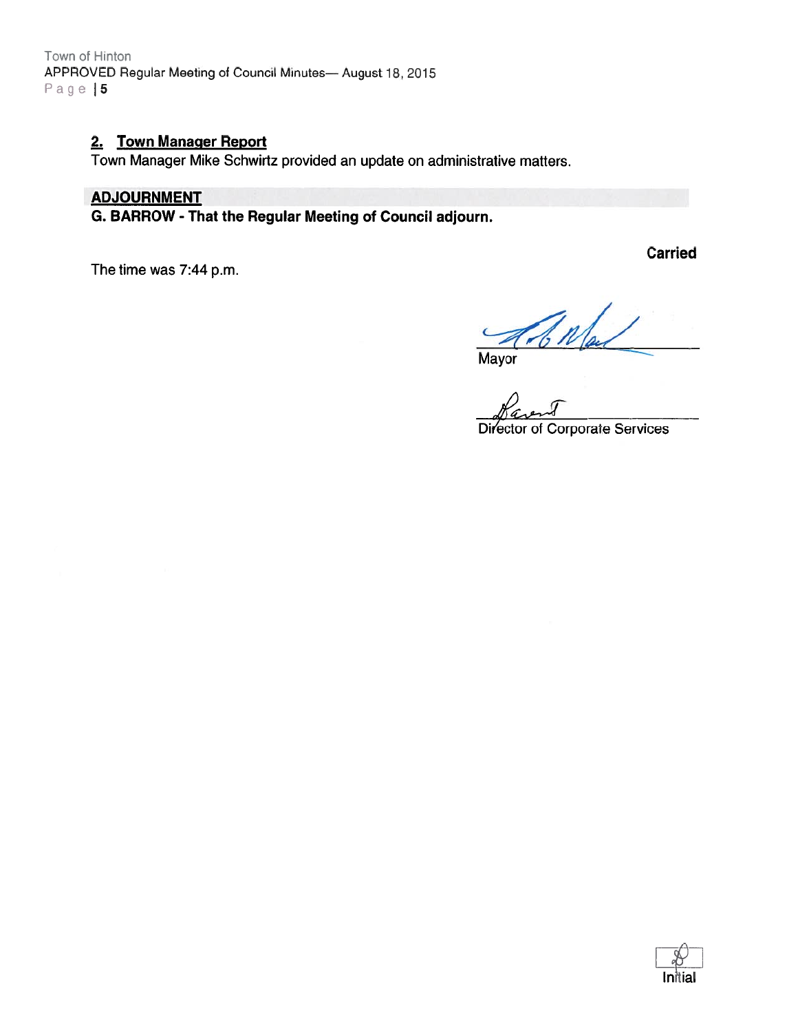## 2. Town Manager Report

Town Manager Mike Schwirtz provided an update on administrative matters.

## ADJOURNMENT

**G. BARROW - That the Regular Meeting of Council adjourn.**

**Carried**

The time was 7:44 p.m.

Mayor

Director of Corporate Services

Initial